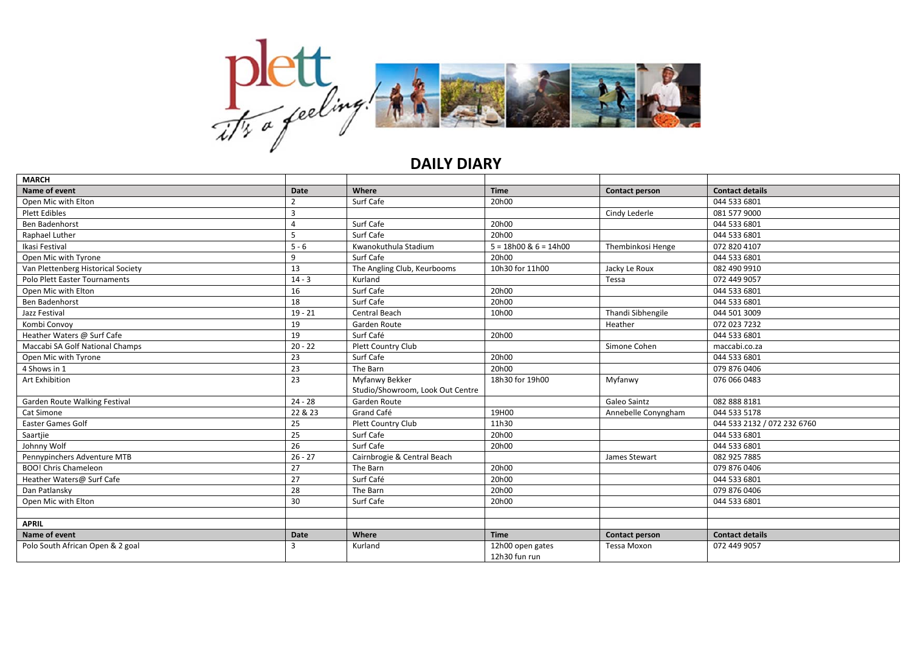# DAILY DIARY

| MARCH | | | | | |
|---|---|---|---|---|---|
| **Name of event** | **Date** | **Where** | **Time** | **Contact person** | **Contact details** |
| Open Mic with Elton | 2 | Surf Cafe | 20h00 | | 044 533 6801 |
| Plett Edibles | 3 | | | Cindy Lederle | 081 577 9000 |
| Ben Badenhorst | 4 | Surf Cafe | 20h00 | | 044 533 6801 |
| Raphael Luther | 5 | Surf Cafe | 20h00 | | 044 533 6801 |
| Ikasi Festival | 5 - 6 | Kwanokuthula Stadium | 5 = 18h00 & 6 = 14h00 | Thembinkosi Henge | 072 820 4107 |
| Open Mic with Tyrone | 9 | Surf Cafe | 20h00 | | 044 533 6801 |
| Van Plettenberg Historical Society | 13 | The Angling Club, Keurbooms | 10h30 for 11h00 | Jacky Le Roux | 082 490 9910 |
| Polo Plett Easter Tournaments | 14 - 3 | Kurland | | Tessa | 072 449 9057 |
| Open Mic with Elton | 16 | Surf Cafe | 20h00 | | 044 533 6801 |
| Ben Badenhorst | 18 | Surf Cafe | 20h00 | | 044 533 6801 |
| Jazz Festival | 19 - 21 | Central Beach | 10h00 | Thandi Sibhengile | 044 501 3009 |
| Kombi Convoy | 19 | Garden Route | | Heather | 072 023 7232 |
| Heather Waters @ Surf Cafe | 19 | Surf Café | 20h00 | | 044 533 6801 |
| Maccabi SA Golf National Champs | 20 - 22 | Plett Country Club | | Simone Cohen | maccabi.co.za |
| Open Mic with Tyrone | 23 | Surf Cafe | 20h00 | | 044 533 6801 |
| 4 Shows in 1 | 23 | The Barn | 20h00 | | 079 876 0406 |
| Art Exhibition | 23 | Myfanwy Bekker Studio/Showroom, Look Out Centre | 18h30 for 19h00 | Myfanwy | 076 066 0483 |
| Garden Route Walking Festival | 24 - 28 | Garden Route | | Galeo Saintz | 082 888 8181 |
| Cat Simone | 22 & 23 | Grand Café | 19H00 | Annebelle Conyngham | 044 533 5178 |
| Easter Games Golf | 25 | Plett Country Club | 11h30 | | 044 533 2132 / 072 232 6760 |
| Saartjie | 25 | Surf Cafe | 20h00 | | 044 533 6801 |
| Johnny Wolf | 26 | Surf Cafe | 20h00 | | 044 533 6801 |
| Pennypinchers Adventure MTB | 26 - 27 | Cairnbrogie & Central Beach | | James Stewart | 082 925 7885 |
| BOO! Chris Chameleon | 27 | The Barn | 20h00 | | 079 876 0406 |
| Heather Waters@ Surf Cafe | 27 | Surf Café | 20h00 | | 044 533 6801 |
| Dan Patlansky | 28 | The Barn | 20h00 | | 079 876 0406 |
| Open Mic with Elton | 30 | Surf Cafe | 20h00 | | 044 533 6801 |
| | | | | | |
| **APRIL** | | | | | |
| **Name of event** | **Date** | **Where** | **Time** | **Contact person** | **Contact details** |
| Polo South African Open & 2 goal | 3 | Kurland | 12h00 open gates<br>12h30 fun run | Tessa Moxon | 072 449 9057 |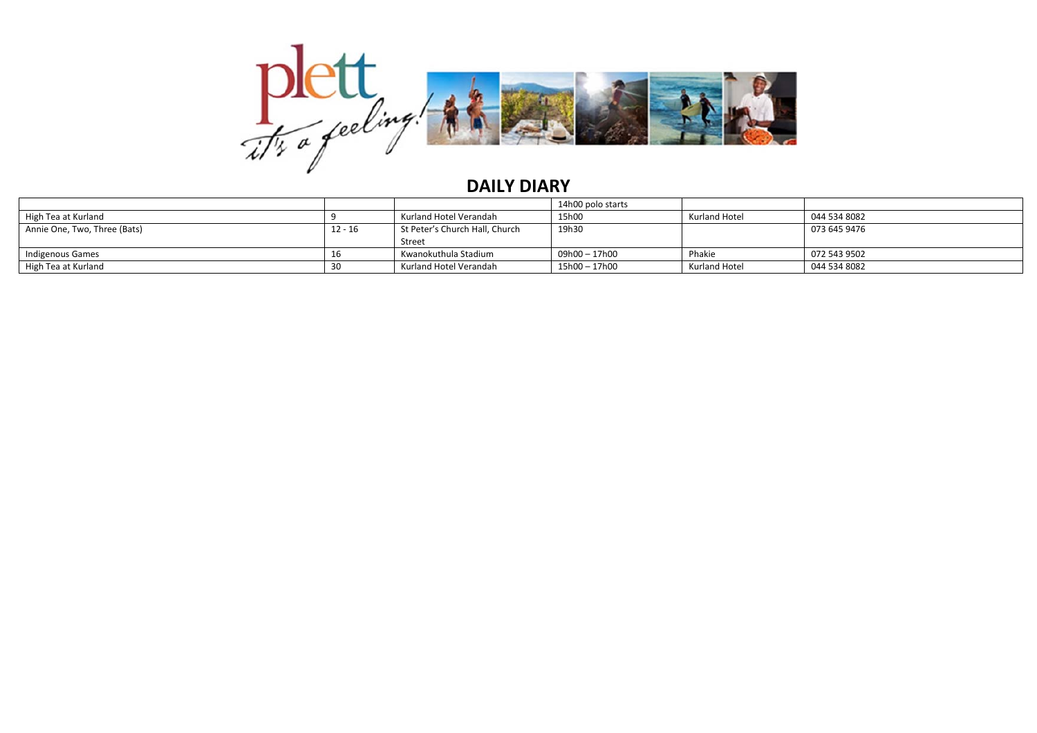## DAILY DIARY

| | | | | | |
|---|---|---|---|---|---|
| | | | 14h00 polo starts | | |
| High Tea at Kurland | 9 | Kurland Hotel Verandah | 15h00 | Kurland Hotel | 044 534 8082 |
| Annie One, Two, Three (Bats) | 12 - 16 | St Peter's Church Hall, Church Street | 19h30 | | 073 645 9476 |
| Indigenous Games | 16 | Kwanokuthula Stadium | 09h00 – 17h00 | Phakie | 072 543 9502 |
| High Tea at Kurland | 30 | Kurland Hotel Verandah | 15h00 – 17h00 | Kurland Hotel | 044 534 8082 |